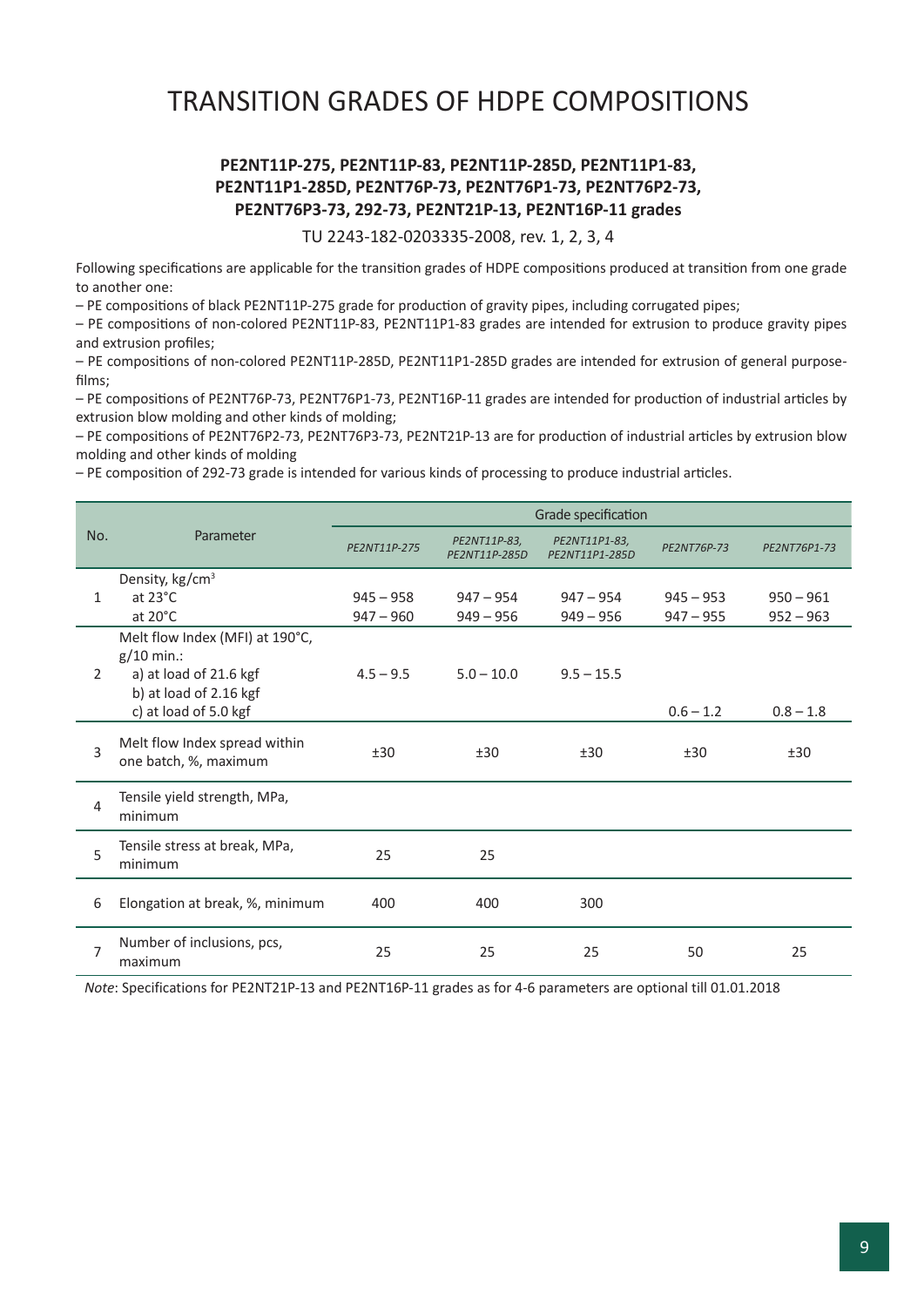# TRANSITION GRADES OF HDPE COMPOSITIONS

**PE2NT11P-275, PE2NT11P-83, PE2NT11P-285D, PE2NT11P1-83, PE2NT11P1-285D, PE2NT76P-73, PE2NT76P1-73, PE2NT76P2-73, PE2NT76P3-73, 292-73, PE2NT21P-13, PE2NT16P-11 grades**

TU 2243-182-0203335-2008, rev. 1, 2, 3, 4

Following specifications are applicable for the transition grades of HDPE compositions produced at transition from one grade to another one:

– PE compositions of black PE2NT11P-275 grade for production of gravity pipes, including corrugated pipes;

– PE compositions of non-colored PE2NT11P-83, PE2NT11P1-83 grades are intended for extrusion to produce gravity pipes and extrusion profiles;

– PE compositions of non-colored PE2NT11P-285D, PE2NT11P1-285D grades are intended for extrusion of general purpose-films;

– PE compositions of PE2NT76P-73, PE2NT76P1-73, PE2NT16P-11 grades are intended for production of industrial articles by extrusion blow molding and other kinds of molding;

– PE compositions of PE2NT76P2-73, PE2NT76P3-73, PE2NT21P-13 are for production of industrial articles by extrusion blow molding and other kinds of molding

– PE composition of 292-73 grade is intended for various kinds of processing to produce industrial articles.

| No. | Parameter | Grade specification | | | | |
|---|---|---|---|---|---|---|
| | | *PE2NT11P-275* | *PE2NT11P-83, PE2NT11P-285D* | *PE2NT11P1-83, PE2NT11P1-285D* | *PE2NT76P-73* | *PE2NT76P1-73* |
| 1 | Density, kg/cm³<br>at 23°C<br>at 20°C | <br>945 – 958<br>947 – 960 | <br>947 – 954<br>949 – 956 | <br>947 – 954<br>949 – 956 | <br>945 – 953<br>947 – 955 | <br>950 – 961<br>952 – 963 |
| 2 | Melt flow Index (MFI) at 190°C, g/10 min.:<br>a) at load of 21.6 kgf<br>b) at load of 2.16 kgf<br>c) at load of 5.0 kgf | <br>4.5 – 9.5<br><br> | <br>5.0 – 10.0<br><br> | <br>9.5 – 15.5<br><br> | <br><br><br>0.6 – 1.2 | <br><br><br>0.8 – 1.8 |
| 3 | Melt flow Index spread within one batch, %, maximum | ±30 | ±30 | ±30 | ±30 | ±30 |
| 4 | Tensile yield strength, MPa, minimum | | | | | |
| 5 | Tensile stress at break, MPa, minimum | 25 | 25 | | | |
| 6 | Elongation at break, %, minimum | 400 | 400 | 300 | | |
| 7 | Number of inclusions, pcs, maximum | 25 | 25 | 25 | 50 | 25 |

*Note*: Specifications for PE2NT21P-13 and PE2NT16P-11 grades as for 4-6 parameters are optional till 01.01.2018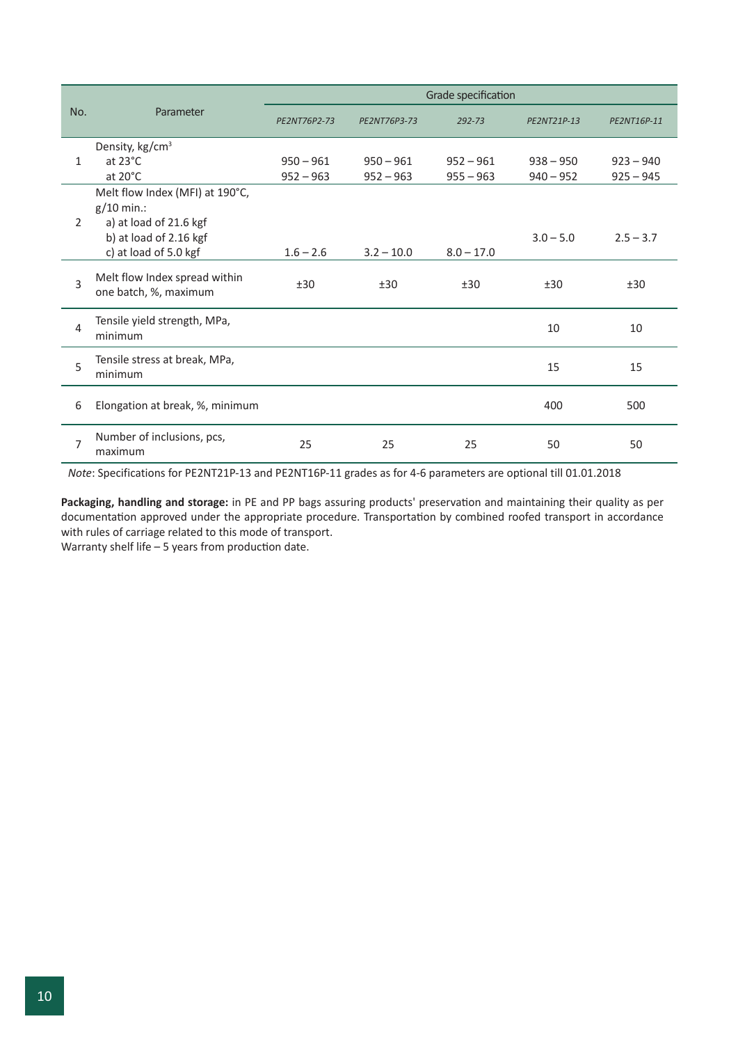| No. | Parameter | Grade specification | | | | |
|---|---|---|---|---|---|---|
| | | *PE2NT76P2-73* | *PE2NT76P3-73* | *292-73* | *PE2NT21P-13* | *PE2NT16P-11* |
| 1 | Density, kg/cm³<br>at 23°C<br>at 20°C | <br>950 – 961<br>952 – 963 | <br>950 – 961<br>952 – 963 | <br>952 – 961<br>955 – 963 | <br>938 – 950<br>940 – 952 | <br>923 – 940<br>925 – 945 |
| 2 | Melt flow Index (MFI) at 190°C, g/10 min.:<br>a) at load of 21.6 kgf<br>b) at load of 2.16 kgf<br>c) at load of 5.0 kgf | 1.6 – 2.6 | 3.2 – 10.0 | 8.0 – 17.0 | 3.0 – 5.0 | 2.5 – 3.7 |
| 3 | Melt flow Index spread within one batch, %, maximum | ±30 | ±30 | ±30 | ±30 | ±30 |
| 4 | Tensile yield strength, MPa, minimum | | | | 10 | 10 |
| 5 | Tensile stress at break, MPa, minimum | | | | 15 | 15 |
| 6 | Elongation at break, %, minimum | | | | 400 | 500 |
| 7 | Number of inclusions, pcs, maximum | 25 | 25 | 25 | 50 | 50 |

*Note*: Specifications for PE2NT21P-13 and PE2NT16P-11 grades as for 4-6 parameters are optional till 01.01.2018

**Packaging, handling and storage:** in PE and PP bags assuring products' preservation and maintaining their quality as per documentation approved under the appropriate procedure. Transportation by combined roofed transport in accordance with rules of carriage related to this mode of transport.
Warranty shelf life – 5 years from production date.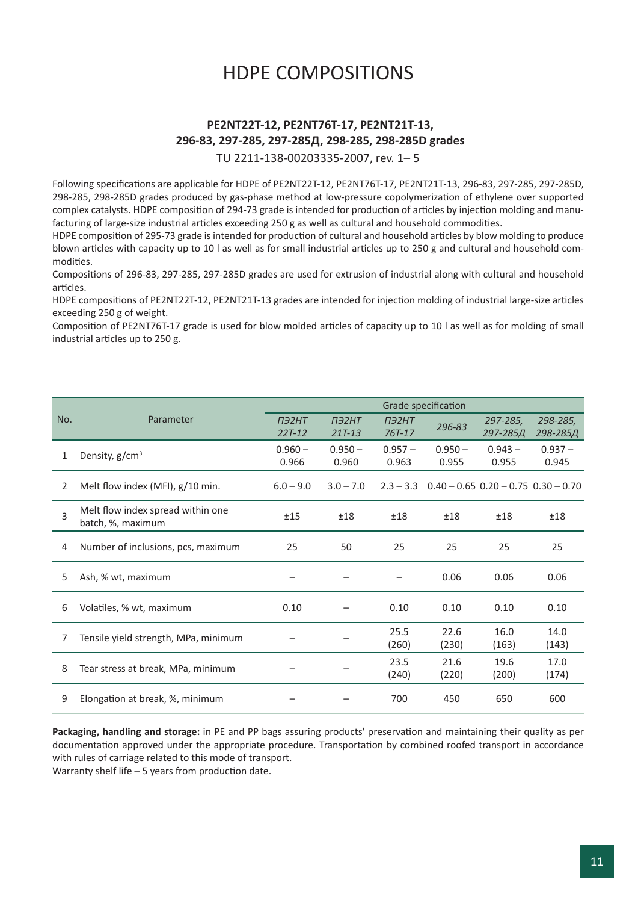# HDPE COMPOSITIONS

**PE2NT22T-12, PE2NT76T-17, PE2NT21T-13, 296-83, 297-285, 297-285Д, 298-285, 298-285D grades**

TU 2211-138-00203335-2007, rev. 1– 5

Following specifications are applicable for HDPE of PE2NT22T-12, PE2NT76T-17, PE2NT21T-13, 296-83, 297-285, 297-285D, 298-285, 298-285D grades produced by gas-phase method at low-pressure copolymerization of ethylene over supported complex catalysts. HDPE composition of 294-73 grade is intended for production of articles by injection molding and manufacturing of large-size industrial articles exceeding 250 g as well as cultural and household commodities.

HDPE composition of 295-73 grade is intended for production of cultural and household articles by blow molding to produce blown articles with capacity up to 10 l as well as for small industrial articles up to 250 g and cultural and household commodities.

Compositions of 296-83, 297-285, 297-285D grades are used for extrusion of industrial along with cultural and household articles.

HDPE compositions of PE2NT22T-12, PE2NT21T-13 grades are intended for injection molding of industrial large-size articles exceeding 250 g of weight.

Composition of PE2NT76T-17 grade is used for blow molded articles of capacity up to 10 l as well as for molding of small industrial articles up to 250 g.

| No. | Parameter | Grade specification | | | | | |
|---|---|---|---|---|---|---|---|
| | | *ПЭ2НТ 22Т-12* | *ПЭ2НТ 21Т-13* | *ПЭ2НТ 76Т-17* | *296-83* | *297-285, 297-285Д* | *298-285, 298-285Д* |
| 1 | Density, g/cm$^3$ | 0.960 – 0.966 | 0.950 – 0.960 | 0.957 – 0.963 | 0.950 – 0.955 | 0.943 – 0.955 | 0.937 – 0.945 |
| 2 | Melt flow index (MFI), g/10 min. | 6.0 – 9.0 | 3.0 – 7.0 | 2.3 – 3.3 | 0.40 – 0.65 | 0.20 – 0.75 | 0.30 – 0.70 |
| 3 | Melt flow index spread within one batch, %, maximum | ±15 | ±18 | ±18 | ±18 | ±18 | ±18 |
| 4 | Number of inclusions, pcs, maximum | 25 | 50 | 25 | 25 | 25 | 25 |
| 5 | Ash, % wt, maximum | – | – | – | 0.06 | 0.06 | 0.06 |
| 6 | Volatiles, % wt, maximum | 0.10 | – | 0.10 | 0.10 | 0.10 | 0.10 |
| 7 | Tensile yield strength, MPa, minimum | – | – | 25.5 (260) | 22.6 (230) | 16.0 (163) | 14.0 (143) |
| 8 | Tear stress at break, MPa, minimum | – | – | 23.5 (240) | 21.6 (220) | 19.6 (200) | 17.0 (174) |
| 9 | Elongation at break, %, minimum | – | – | 700 | 450 | 650 | 600 |

**Packaging, handling and storage:** in PE and PP bags assuring products' preservation and maintaining their quality as per documentation approved under the appropriate procedure. Transportation by combined roofed transport in accordance with rules of carriage related to this mode of transport.

Warranty shelf life – 5 years from production date.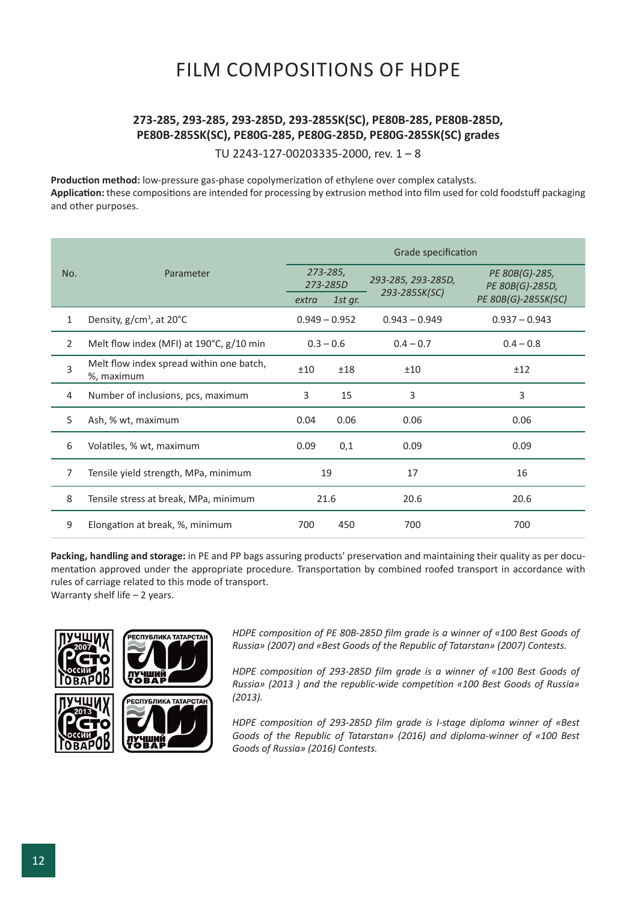# FILM COMPOSITIONS OF HDPE

**273-285, 293-285, 293-285D, 293-285SK(SC), PE80B-285, PE80B-285D, PE80B-285SK(SC), PE80G-285, PE80G-285D, PE80G-285SK(SC) grades**

TU 2243-127-00203335-2000, rev. 1 – 8

**Production method:** low-pressure gas-phase copolymerization of ethylene over complex catalysts.
**Application:** these compositions are intended for processing by extrusion method into film used for cold foodstuff packaging and other purposes.

| No. | Parameter | Grade specification | | | |
|---|---|---|---|---|---|
| | | *273-285, 273-285D* | | *293-285, 293-285D, 293-285SK(SC)* | *PE 80B(G)-285, PE 80B(G)-285D, PE 80B(G)-285SK(SC)* |
| | | *extra* | *1st gr.* | | |
| 1 | Density, g/cm$^3$, at 20°C | 0.949 – 0.952 | | 0.943 – 0.949 | 0.937 – 0.943 |
| 2 | Melt flow index (MFI) at 190°C, g/10 min | 0.3 – 0.6 | | 0.4 – 0.7 | 0.4 – 0.8 |
| 3 | Melt flow index spread within one batch, %, maximum | ±10 | ±18 | ±10 | ±12 |
| 4 | Number of inclusions, pcs, maximum | 3 | 15 | 3 | 3 |
| 5 | Ash, % wt, maximum | 0.04 | 0.06 | 0.06 | 0.06 |
| 6 | Volatiles, % wt, maximum | 0.09 | 0,1 | 0.09 | 0.09 |
| 7 | Tensile yield strength, MPa, minimum | 19 | | 17 | 16 |
| 8 | Tensile stress at break, MPa, minimum | 21.6 | | 20.6 | 20.6 |
| 9 | Elongation at break, %, minimum | 700 | 450 | 700 | 700 |

**Packing, handling and storage:** in PE and PP bags assuring products' preservation and maintaining their quality as per documentation approved under the appropriate procedure. Transportation by combined roofed transport in accordance with rules of carriage related to this mode of transport.
Warranty shelf life – 2 years.

*HDPE composition of PE 80B-285D film grade is a winner of «100 Best Goods of Russia» (2007) and «Best Goods of the Republic of Tatarstan» (2007) Contests.*

*HDPE composition of 293-285D film grade is a winner of «100 Best Goods of Russia» (2013 ) and the republic-wide competition «100 Best Goods of Russia» (2013).*

*HDPE composition of 293-285D film grade is I-stage diploma winner of «Best Goods of the Republic of Tatarstan» (2016) and diploma-winner of «100 Best Goods of Russia» (2016) Contests.*